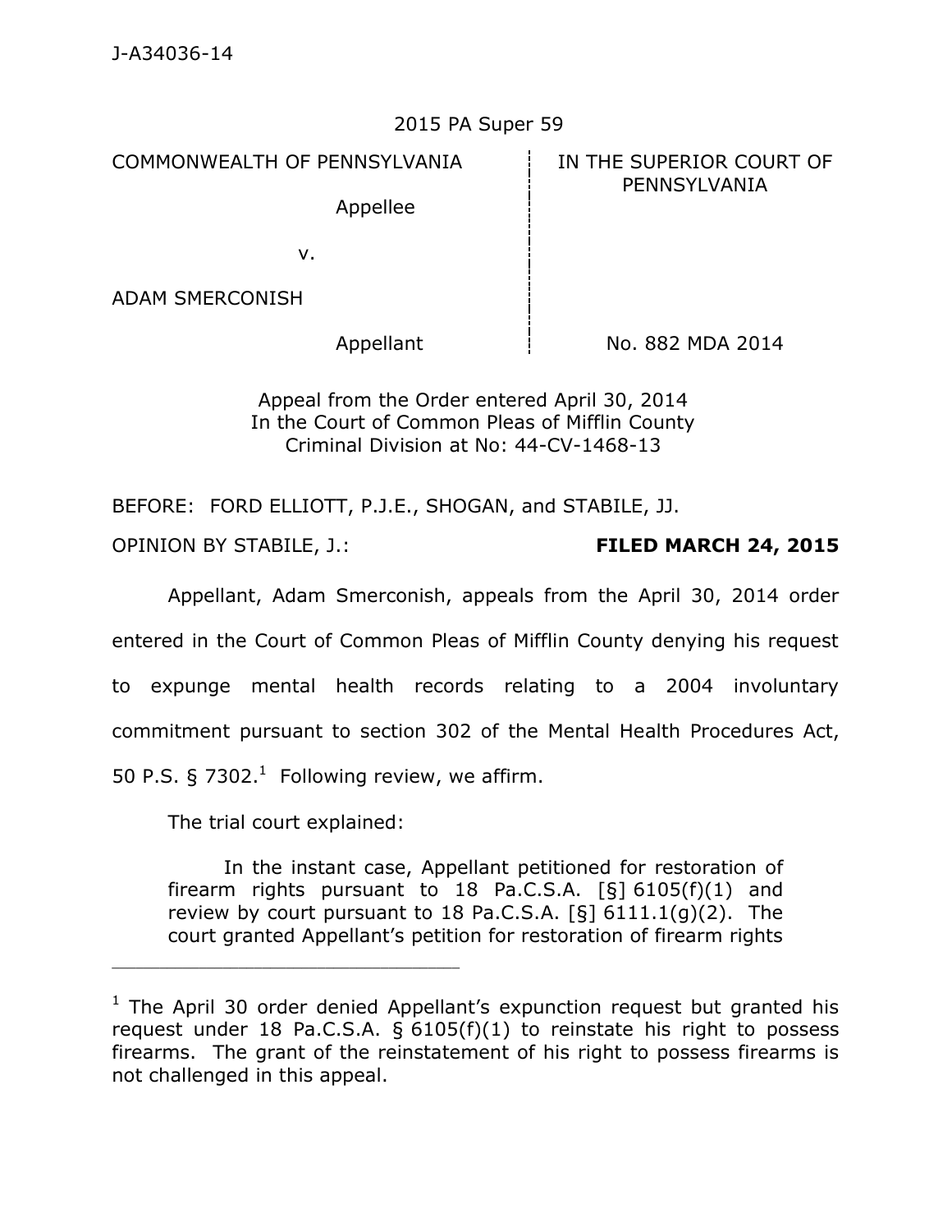J-A34036-14

2015 PA Super 59

| COMMONWEALTH OF PENNSYLVANIA | IN THE SUPERIOR COURT OF PENNSYLVANIA |
| --- | --- |
| Appellee | |
| v. | |
| ADAM SMERCONISH | |
| Appellant | No. 882 MDA 2014 |

Appeal from the Order entered April 30, 2014
In the Court of Common Pleas of Mifflin County
Criminal Division at No: 44-CV-1468-13

BEFORE: FORD ELLIOTT, P.J.E., SHOGAN, and STABILE, JJ.

OPINION BY STABILE, J.: **FILED MARCH 24, 2015**

Appellant, Adam Smerconish, appeals from the April 30, 2014 order entered in the Court of Common Pleas of Mifflin County denying his request to expunge mental health records relating to a 2004 involuntary commitment pursuant to section 302 of the Mental Health Procedures Act, 50 P.S. § 7302.[1] Following review, we affirm.

The trial court explained:

> In the instant case, Appellant petitioned for restoration of firearm rights pursuant to 18 Pa.C.S.A. [§] 6105(f)(1) and review by court pursuant to 18 Pa.C.S.A. [§] 6111.1(g)(2). The court granted Appellant's petition for restoration of firearm rights

---

[1] The April 30 order denied Appellant's expunction request but granted his request under 18 Pa.C.S.A. § 6105(f)(1) to reinstate his right to possess firearms. The grant of the reinstatement of his right to possess firearms is not challenged in this appeal.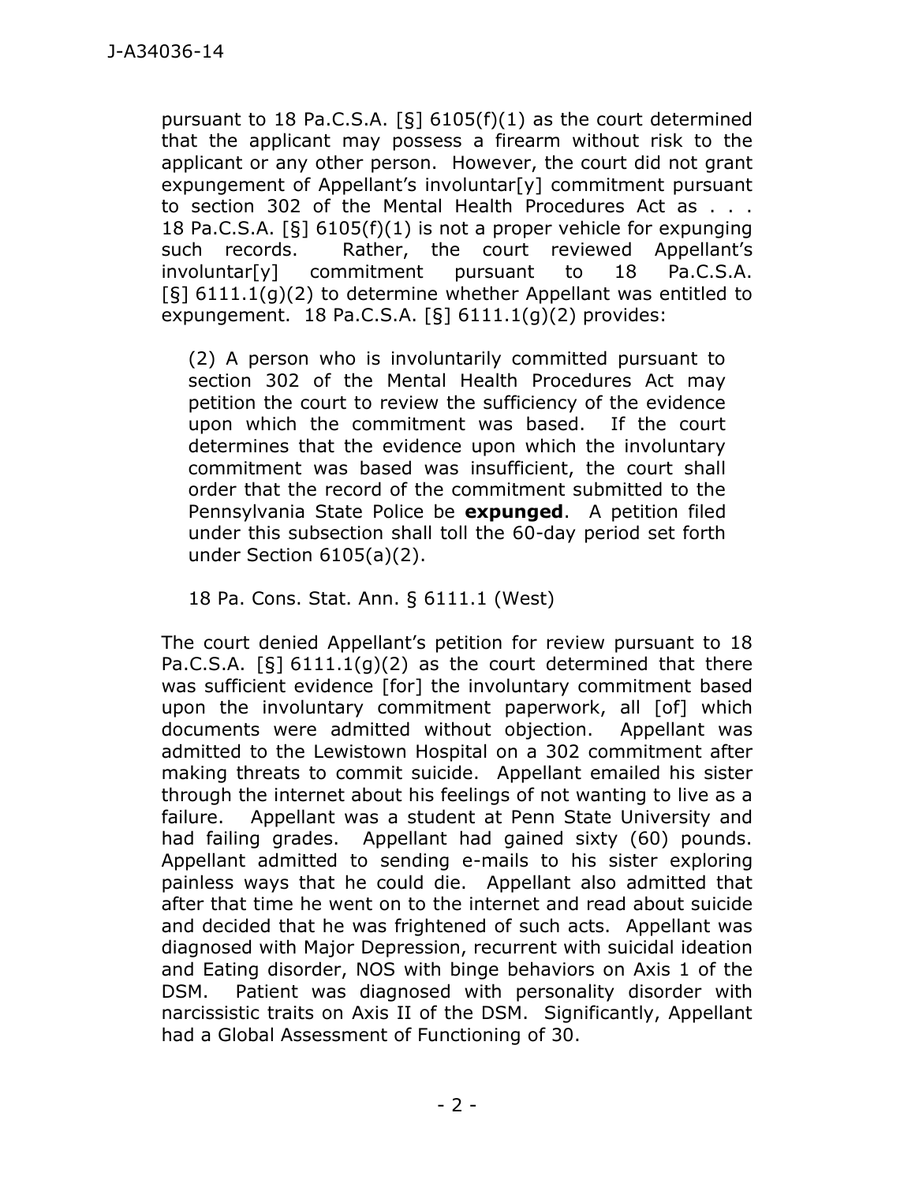pursuant to 18 Pa.C.S.A. [§] 6105(f)(1) as the court determined that the applicant may possess a firearm without risk to the applicant or any other person. However, the court did not grant expungement of Appellant's involuntar[y] commitment pursuant to section 302 of the Mental Health Procedures Act as . . . 18 Pa.C.S.A. [§] 6105(f)(1) is not a proper vehicle for expunging such records. Rather, the court reviewed Appellant's involuntar[y] commitment pursuant to 18 Pa.C.S.A. [§] 6111.1(g)(2) to determine whether Appellant was entitled to expungement. 18 Pa.C.S.A. [§] 6111.1(g)(2) provides:

> (2) A person who is involuntarily committed pursuant to section 302 of the Mental Health Procedures Act may petition the court to review the sufficiency of the evidence upon which the commitment was based. If the court determines that the evidence upon which the involuntary commitment was based was insufficient, the court shall order that the record of the commitment submitted to the Pennsylvania State Police be **expunged**. A petition filed under this subsection shall toll the 60-day period set forth under Section 6105(a)(2).
>
> 18 Pa. Cons. Stat. Ann. § 6111.1 (West)

The court denied Appellant's petition for review pursuant to 18 Pa.C.S.A. [§] 6111.1(g)(2) as the court determined that there was sufficient evidence [for] the involuntary commitment based upon the involuntary commitment paperwork, all [of] which documents were admitted without objection. Appellant was admitted to the Lewistown Hospital on a 302 commitment after making threats to commit suicide. Appellant emailed his sister through the internet about his feelings of not wanting to live as a failure. Appellant was a student at Penn State University and had failing grades. Appellant had gained sixty (60) pounds. Appellant admitted to sending e-mails to his sister exploring painless ways that he could die. Appellant also admitted that after that time he went on to the internet and read about suicide and decided that he was frightened of such acts. Appellant was diagnosed with Major Depression, recurrent with suicidal ideation and Eating disorder, NOS with binge behaviors on Axis 1 of the DSM. Patient was diagnosed with personality disorder with narcissistic traits on Axis II of the DSM. Significantly, Appellant had a Global Assessment of Functioning of 30.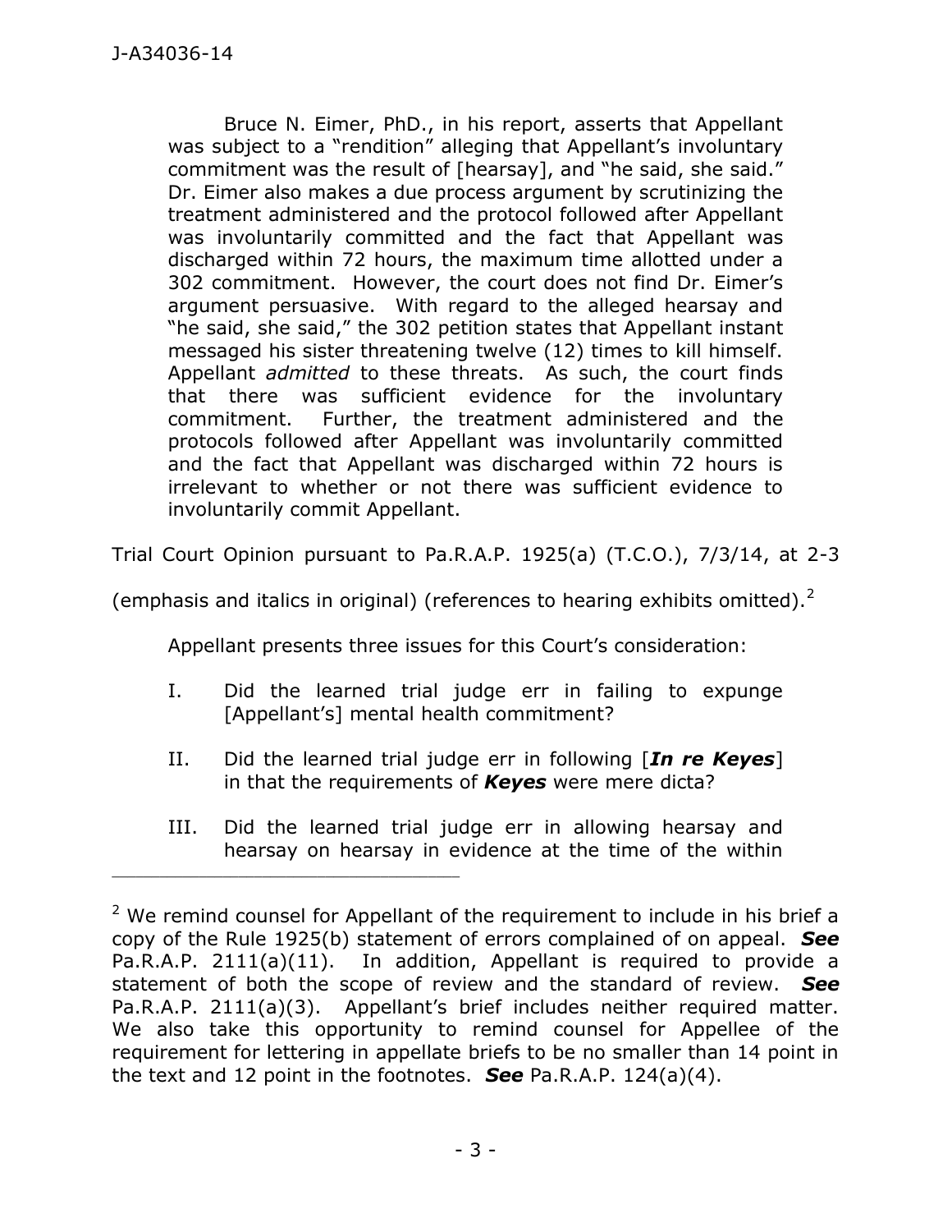> Bruce N. Eimer, PhD., in his report, asserts that Appellant was subject to a "rendition" alleging that Appellant's involuntary commitment was the result of [hearsay], and "he said, she said." Dr. Eimer also makes a due process argument by scrutinizing the treatment administered and the protocol followed after Appellant was involuntarily committed and the fact that Appellant was discharged within 72 hours, the maximum time allotted under a 302 commitment. However, the court does not find Dr. Eimer's argument persuasive. With regard to the alleged hearsay and "he said, she said," the 302 petition states that Appellant instant messaged his sister threatening twelve (12) times to kill himself. Appellant *admitted* to these threats. As such, the court finds that there was sufficient evidence for the involuntary commitment. Further, the treatment administered and the protocols followed after Appellant was involuntarily committed and the fact that Appellant was discharged within 72 hours is irrelevant to whether or not there was sufficient evidence to involuntarily commit Appellant.

Trial Court Opinion pursuant to Pa.R.A.P. 1925(a) (T.C.O.), 7/3/14, at 2-3 (emphasis and italics in original) (references to hearing exhibits omitted).[2]

Appellant presents three issues for this Court's consideration:

> I. Did the learned trial judge err in failing to expunge [Appellant's] mental health commitment?
>
> II. Did the learned trial judge err in following [***In re Keyes***] in that the requirements of ***Keyes*** were mere dicta?
>
> III. Did the learned trial judge err in allowing hearsay and hearsay on hearsay in evidence at the time of the within

---

[2] We remind counsel for Appellant of the requirement to include in his brief a copy of the Rule 1925(b) statement of errors complained of on appeal. ***See*** Pa.R.A.P. 2111(a)(11). In addition, Appellant is required to provide a statement of both the scope of review and the standard of review. ***See*** Pa.R.A.P. 2111(a)(3). Appellant's brief includes neither required matter. We also take this opportunity to remind counsel for Appellee of the requirement for lettering in appellate briefs to be no smaller than 14 point in the text and 12 point in the footnotes. ***See*** Pa.R.A.P. 124(a)(4).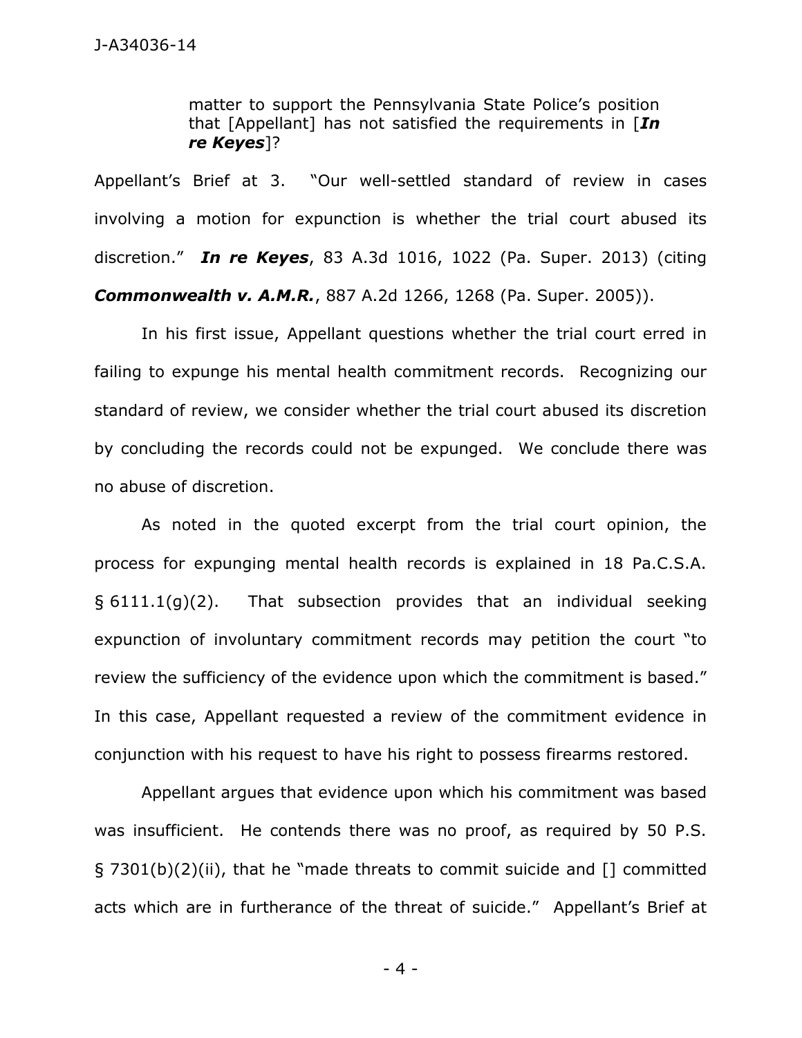> matter to support the Pennsylvania State Police's position that [Appellant] has not satisfied the requirements in [***In re Keyes***]?

Appellant's Brief at 3. "Our well-settled standard of review in cases involving a motion for expunction is whether the trial court abused its discretion." ***In re Keyes***, 83 A.3d 1016, 1022 (Pa. Super. 2013) (citing ***Commonwealth v. A.M.R.***, 887 A.2d 1266, 1268 (Pa. Super. 2005)).

In his first issue, Appellant questions whether the trial court erred in failing to expunge his mental health commitment records. Recognizing our standard of review, we consider whether the trial court abused its discretion by concluding the records could not be expunged. We conclude there was no abuse of discretion.

As noted in the quoted excerpt from the trial court opinion, the process for expunging mental health records is explained in 18 Pa.C.S.A. § 6111.1(g)(2). That subsection provides that an individual seeking expunction of involuntary commitment records may petition the court "to review the sufficiency of the evidence upon which the commitment is based." In this case, Appellant requested a review of the commitment evidence in conjunction with his request to have his right to possess firearms restored.

Appellant argues that evidence upon which his commitment was based was insufficient. He contends there was no proof, as required by 50 P.S. § 7301(b)(2)(ii), that he "made threats to commit suicide and [] committed acts which are in furtherance of the threat of suicide." Appellant's Brief at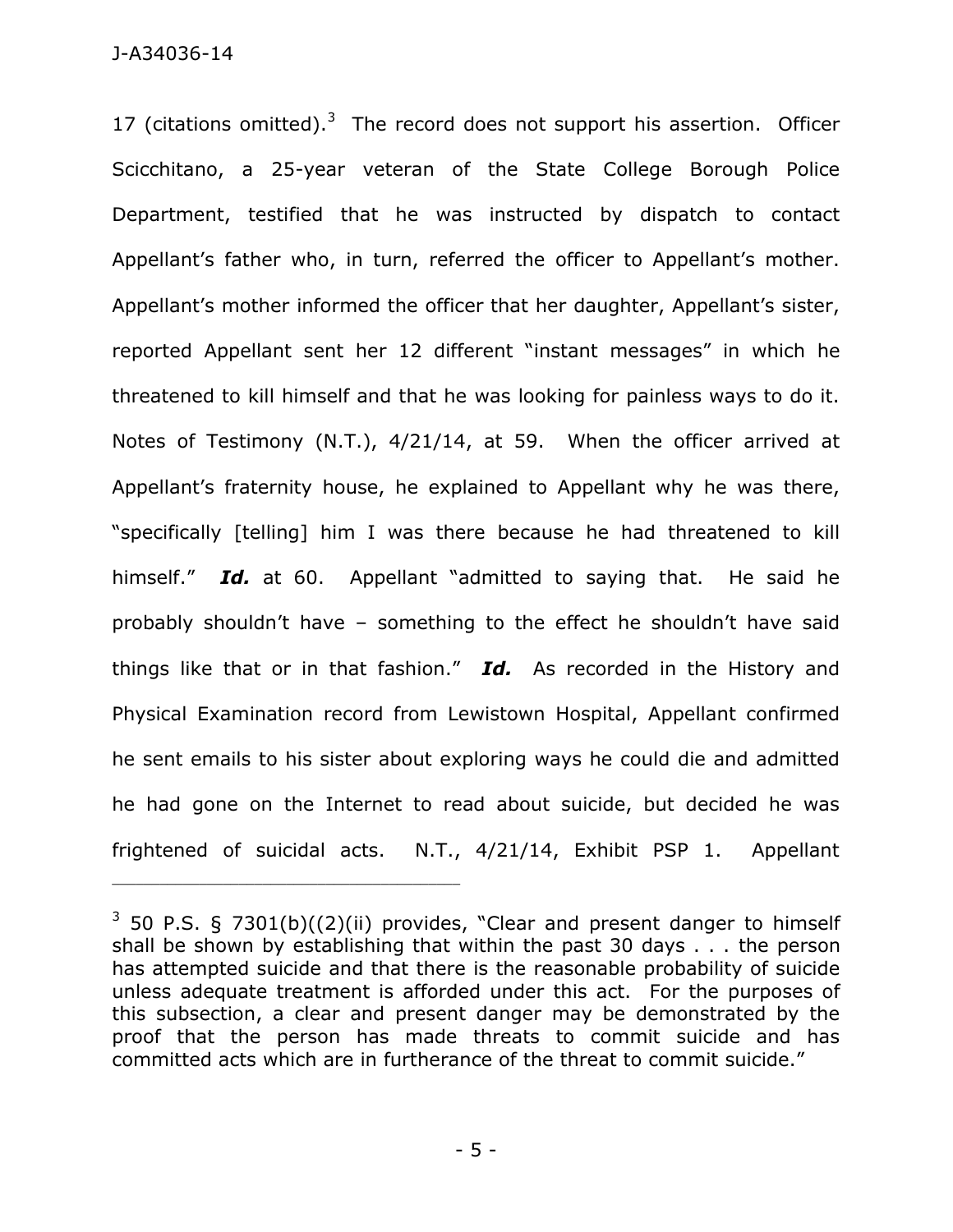17 (citations omitted).[3] The record does not support his assertion. Officer Scicchitano, a 25-year veteran of the State College Borough Police Department, testified that he was instructed by dispatch to contact Appellant's father who, in turn, referred the officer to Appellant's mother. Appellant's mother informed the officer that her daughter, Appellant's sister, reported Appellant sent her 12 different "instant messages" in which he threatened to kill himself and that he was looking for painless ways to do it. Notes of Testimony (N.T.), 4/21/14, at 59. When the officer arrived at Appellant's fraternity house, he explained to Appellant why he was there, "specifically [telling] him I was there because he had threatened to kill himself." ***Id.*** at 60. Appellant "admitted to saying that. He said he probably shouldn't have – something to the effect he shouldn't have said things like that or in that fashion." ***Id.*** As recorded in the History and Physical Examination record from Lewistown Hospital, Appellant confirmed he sent emails to his sister about exploring ways he could die and admitted he had gone on the Internet to read about suicide, but decided he was frightened of suicidal acts. N.T., 4/21/14, Exhibit PSP 1. Appellant

---

[3] 50 P.S. § 7301(b)((2)(ii) provides, "Clear and present danger to himself shall be shown by establishing that within the past 30 days . . . the person has attempted suicide and that there is the reasonable probability of suicide unless adequate treatment is afforded under this act. For the purposes of this subsection, a clear and present danger may be demonstrated by the proof that the person has made threats to commit suicide and has committed acts which are in furtherance of the threat to commit suicide."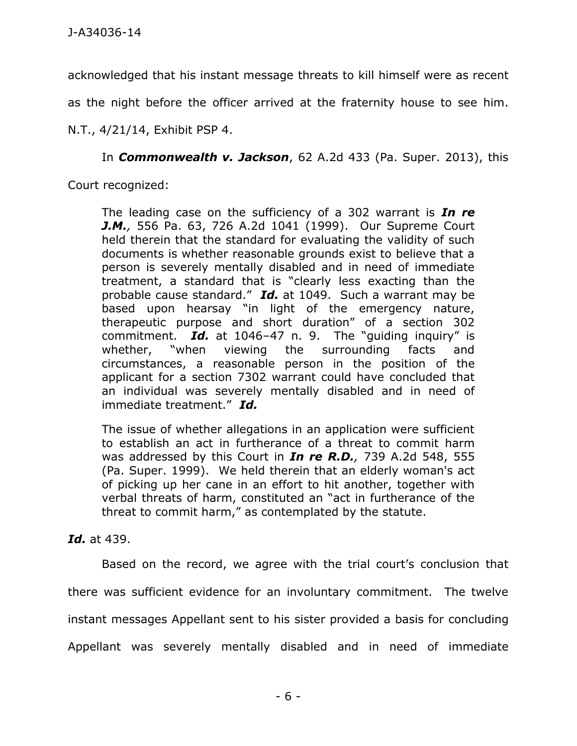acknowledged that his instant message threats to kill himself were as recent as the night before the officer arrived at the fraternity house to see him. N.T., 4/21/14, Exhibit PSP 4.

In ***Commonwealth v. Jackson***, 62 A.2d 433 (Pa. Super. 2013), this Court recognized:

> The leading case on the sufficiency of a 302 warrant is ***In re J.M.,*** 556 Pa. 63, 726 A.2d 1041 (1999). Our Supreme Court held therein that the standard for evaluating the validity of such documents is whether reasonable grounds exist to believe that a person is severely mentally disabled and in need of immediate treatment, a standard that is "clearly less exacting than the probable cause standard." ***Id.*** at 1049. Such a warrant may be based upon hearsay "in light of the emergency nature, therapeutic purpose and short duration" of a section 302 commitment. ***Id.*** at 1046–47 n. 9. The "guiding inquiry" is whether, "when viewing the surrounding facts and circumstances, a reasonable person in the position of the applicant for a section 7302 warrant could have concluded that an individual was severely mentally disabled and in need of immediate treatment." ***Id.***
>
> The issue of whether allegations in an application were sufficient to establish an act in furtherance of a threat to commit harm was addressed by this Court in ***In re R.D.,*** 739 A.2d 548, 555 (Pa. Super. 1999). We held therein that an elderly woman's act of picking up her cane in an effort to hit another, together with verbal threats of harm, constituted an "act in furtherance of the threat to commit harm," as contemplated by the statute.

***Id.*** at 439.

Based on the record, we agree with the trial court's conclusion that there was sufficient evidence for an involuntary commitment. The twelve instant messages Appellant sent to his sister provided a basis for concluding Appellant was severely mentally disabled and in need of immediate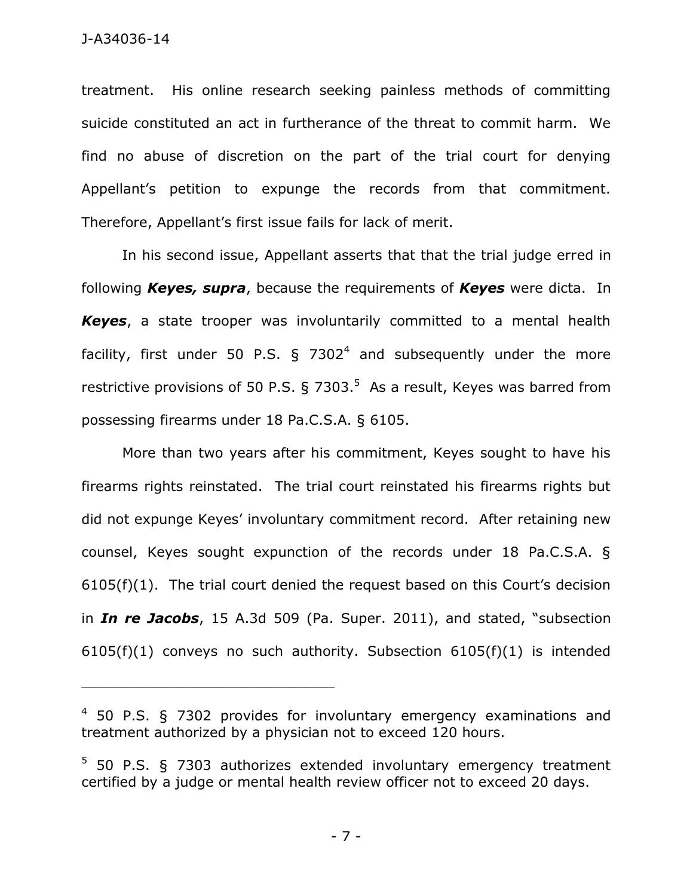treatment. His online research seeking painless methods of committing suicide constituted an act in furtherance of the threat to commit harm. We find no abuse of discretion on the part of the trial court for denying Appellant's petition to expunge the records from that commitment. Therefore, Appellant's first issue fails for lack of merit.

In his second issue, Appellant asserts that that the trial judge erred in following ***Keyes, supra***, because the requirements of ***Keyes*** were dicta. In ***Keyes***, a state trooper was involuntarily committed to a mental health facility, first under 50 P.S. § 7302[4] and subsequently under the more restrictive provisions of 50 P.S. § 7303.[5] As a result, Keyes was barred from possessing firearms under 18 Pa.C.S.A. § 6105.

More than two years after his commitment, Keyes sought to have his firearms rights reinstated. The trial court reinstated his firearms rights but did not expunge Keyes' involuntary commitment record. After retaining new counsel, Keyes sought expunction of the records under 18 Pa.C.S.A. § 6105(f)(1). The trial court denied the request based on this Court's decision in ***In re Jacobs***, 15 A.3d 509 (Pa. Super. 2011), and stated, "subsection 6105(f)(1) conveys no such authority. Subsection 6105(f)(1) is intended

---

[4] 50 P.S. § 7302 provides for involuntary emergency examinations and treatment authorized by a physician not to exceed 120 hours.

[5] 50 P.S. § 7303 authorizes extended involuntary emergency treatment certified by a judge or mental health review officer not to exceed 20 days.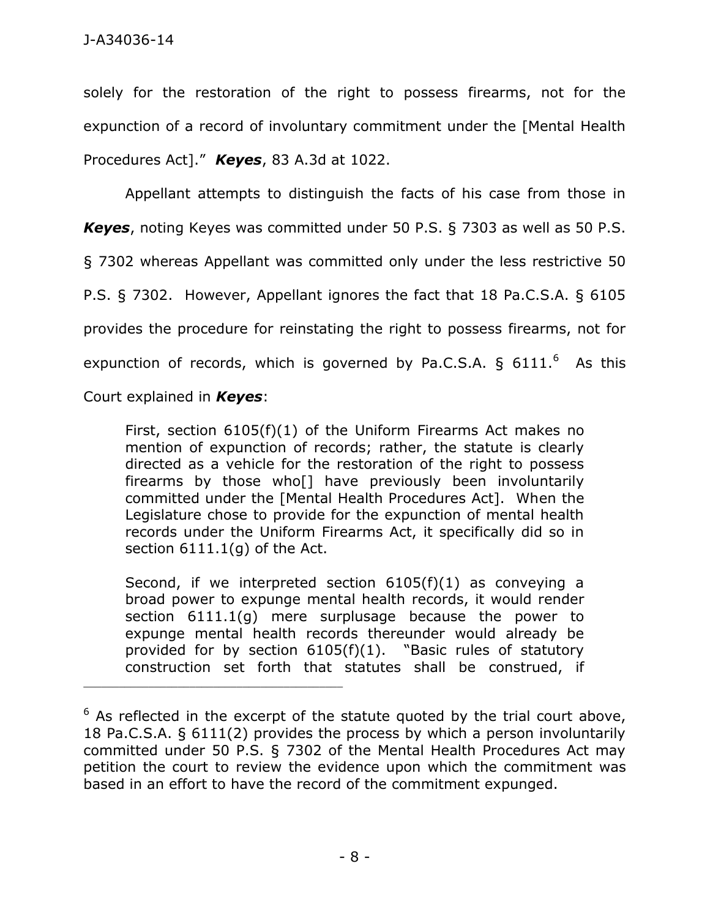solely for the restoration of the right to possess firearms, not for the expunction of a record of involuntary commitment under the [Mental Health Procedures Act]." ***Keyes***, 83 A.3d at 1022.

Appellant attempts to distinguish the facts of his case from those in ***Keyes***, noting Keyes was committed under 50 P.S. § 7303 as well as 50 P.S. § 7302 whereas Appellant was committed only under the less restrictive 50 P.S. § 7302. However, Appellant ignores the fact that 18 Pa.C.S.A. § 6105 provides the procedure for reinstating the right to possess firearms, not for expunction of records, which is governed by Pa.C.S.A. § 6111.[6] As this Court explained in ***Keyes***:

> First, section 6105(f)(1) of the Uniform Firearms Act makes no mention of expunction of records; rather, the statute is clearly directed as a vehicle for the restoration of the right to possess firearms by those who[] have previously been involuntarily committed under the [Mental Health Procedures Act]. When the Legislature chose to provide for the expunction of mental health records under the Uniform Firearms Act, it specifically did so in section 6111.1(g) of the Act.
>
> Second, if we interpreted section 6105(f)(1) as conveying a broad power to expunge mental health records, it would render section 6111.1(g) mere surplusage because the power to expunge mental health records thereunder would already be provided for by section 6105(f)(1). "Basic rules of statutory construction set forth that statutes shall be construed, if

---

[6] As reflected in the excerpt of the statute quoted by the trial court above, 18 Pa.C.S.A. § 6111(2) provides the process by which a person involuntarily committed under 50 P.S. § 7302 of the Mental Health Procedures Act may petition the court to review the evidence upon which the commitment was based in an effort to have the record of the commitment expunged.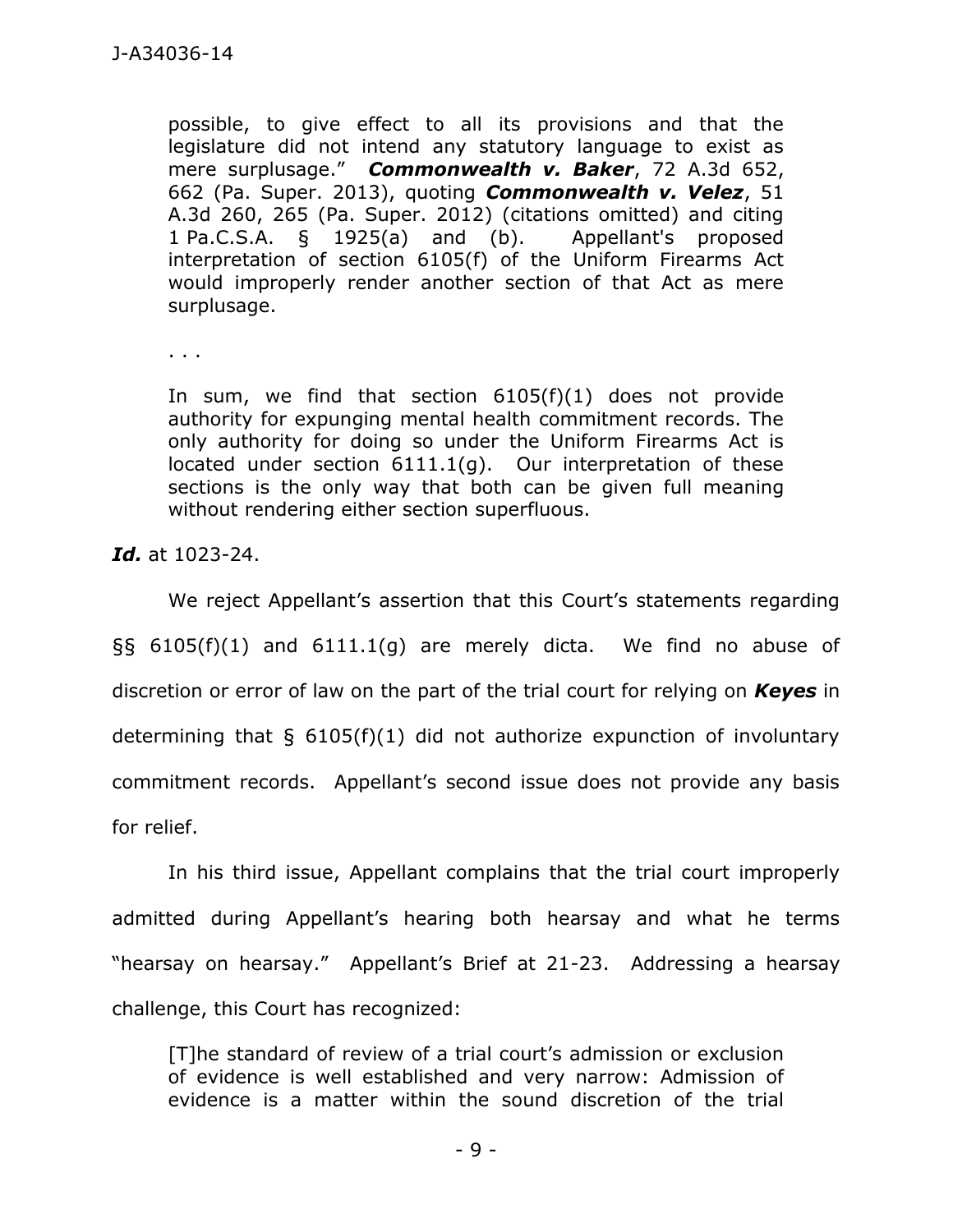> possible, to give effect to all its provisions and that the legislature did not intend any statutory language to exist as mere surplusage." ***Commonwealth v. Baker***, 72 A.3d 652, 662 (Pa. Super. 2013), quoting ***Commonwealth v. Velez***, 51 A.3d 260, 265 (Pa. Super. 2012) (citations omitted) and citing 1 Pa.C.S.A. § 1925(a) and (b). Appellant's proposed interpretation of section 6105(f) of the Uniform Firearms Act would improperly render another section of that Act as mere surplusage.
>
> . . .
>
> In sum, we find that section 6105(f)(1) does not provide authority for expunging mental health commitment records. The only authority for doing so under the Uniform Firearms Act is located under section 6111.1(g). Our interpretation of these sections is the only way that both can be given full meaning without rendering either section superfluous.

***Id.*** at 1023-24.

We reject Appellant's assertion that this Court's statements regarding §§ 6105(f)(1) and 6111.1(g) are merely dicta. We find no abuse of discretion or error of law on the part of the trial court for relying on ***Keyes*** in determining that § 6105(f)(1) did not authorize expunction of involuntary commitment records. Appellant's second issue does not provide any basis for relief.

In his third issue, Appellant complains that the trial court improperly admitted during Appellant's hearing both hearsay and what he terms "hearsay on hearsay." Appellant's Brief at 21-23. Addressing a hearsay challenge, this Court has recognized:

> [T]he standard of review of a trial court's admission or exclusion of evidence is well established and very narrow: Admission of evidence is a matter within the sound discretion of the trial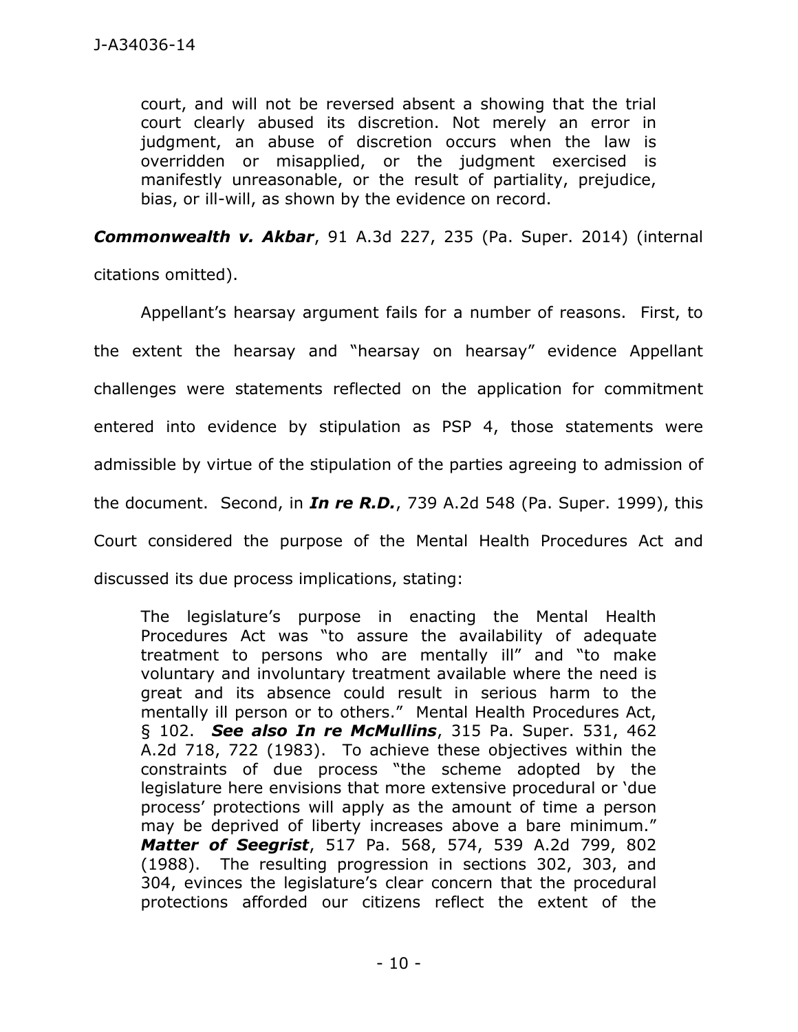> court, and will not be reversed absent a showing that the trial court clearly abused its discretion. Not merely an error in judgment, an abuse of discretion occurs when the law is overridden or misapplied, or the judgment exercised is manifestly unreasonable, or the result of partiality, prejudice, bias, or ill-will, as shown by the evidence on record.

***Commonwealth v. Akbar***, 91 A.3d 227, 235 (Pa. Super. 2014) (internal citations omitted).

Appellant's hearsay argument fails for a number of reasons. First, to the extent the hearsay and "hearsay on hearsay" evidence Appellant challenges were statements reflected on the application for commitment entered into evidence by stipulation as PSP 4, those statements were admissible by virtue of the stipulation of the parties agreeing to admission of the document. Second, in ***In re R.D.***, 739 A.2d 548 (Pa. Super. 1999), this Court considered the purpose of the Mental Health Procedures Act and discussed its due process implications, stating:

> The legislature's purpose in enacting the Mental Health Procedures Act was "to assure the availability of adequate treatment to persons who are mentally ill" and "to make voluntary and involuntary treatment available where the need is great and its absence could result in serious harm to the mentally ill person or to others." Mental Health Procedures Act, § 102. ***See also In re McMullins***, 315 Pa. Super. 531, 462 A.2d 718, 722 (1983). To achieve these objectives within the constraints of due process "the scheme adopted by the legislature here envisions that more extensive procedural or 'due process' protections will apply as the amount of time a person may be deprived of liberty increases above a bare minimum." ***Matter of Seegrist***, 517 Pa. 568, 574, 539 A.2d 799, 802 (1988). The resulting progression in sections 302, 303, and 304, evinces the legislature's clear concern that the procedural protections afforded our citizens reflect the extent of the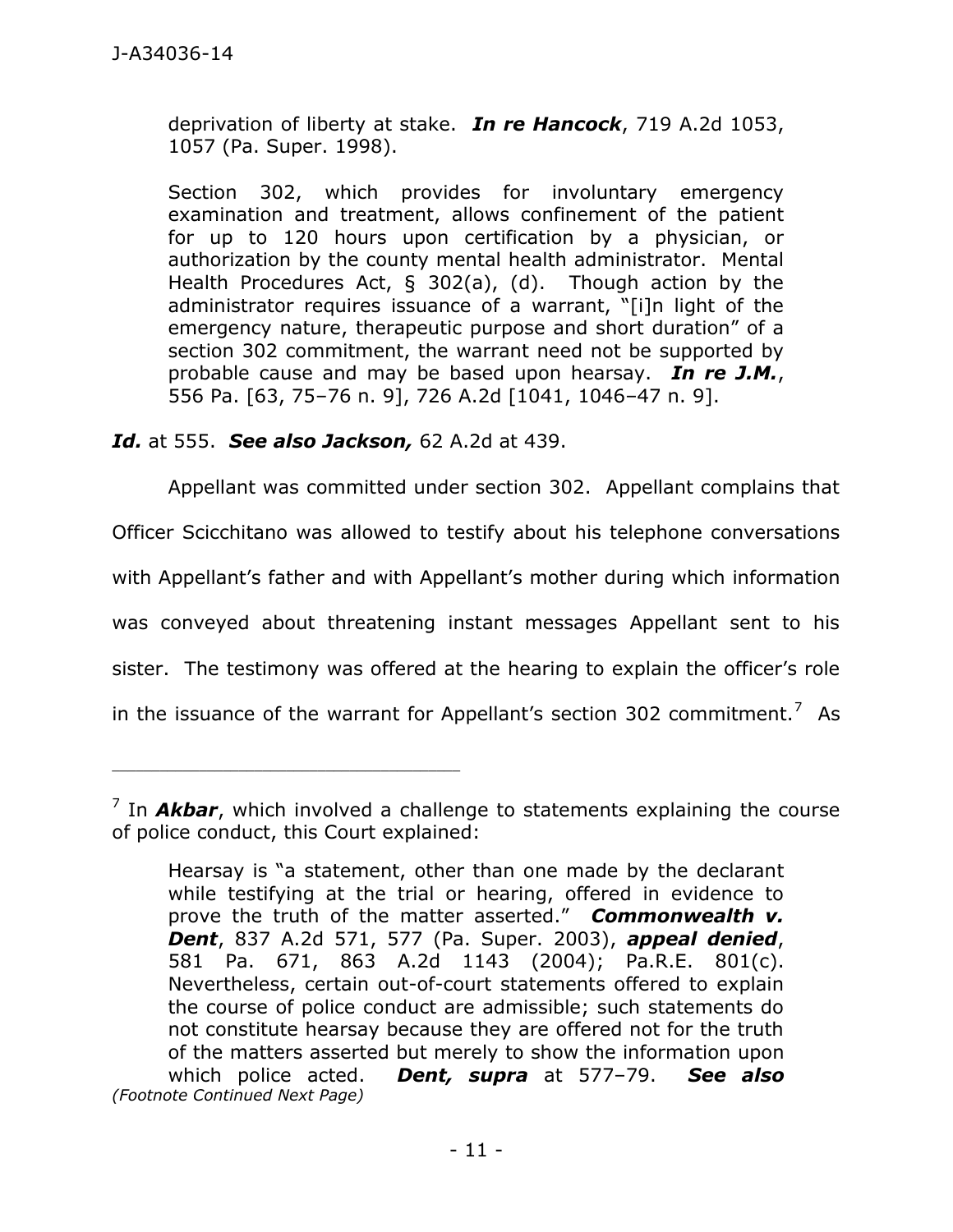deprivation of liberty at stake. ***In re Hancock***, 719 A.2d 1053, 1057 (Pa. Super. 1998).

> Section 302, which provides for involuntary emergency examination and treatment, allows confinement of the patient for up to 120 hours upon certification by a physician, or authorization by the county mental health administrator. Mental Health Procedures Act, § 302(a), (d). Though action by the administrator requires issuance of a warrant, "[i]n light of the emergency nature, therapeutic purpose and short duration" of a section 302 commitment, the warrant need not be supported by probable cause and may be based upon hearsay. ***In re J.M.***, 556 Pa. [63, 75–76 n. 9], 726 A.2d [1041, 1046–47 n. 9].

***Id.*** at 555. ***See also Jackson,*** 62 A.2d at 439.

Appellant was committed under section 302. Appellant complains that Officer Scicchitano was allowed to testify about his telephone conversations with Appellant's father and with Appellant's mother during which information was conveyed about threatening instant messages Appellant sent to his sister. The testimony was offered at the hearing to explain the officer's role in the issuance of the warrant for Appellant's section 302 commitment.[7] As

---

[7] In ***Akbar***, which involved a challenge to statements explaining the course of police conduct, this Court explained:

> Hearsay is "a statement, other than one made by the declarant while testifying at the trial or hearing, offered in evidence to prove the truth of the matter asserted." ***Commonwealth v. Dent***, 837 A.2d 571, 577 (Pa. Super. 2003), ***appeal denied***, 581 Pa. 671, 863 A.2d 1143 (2004); Pa.R.E. 801(c). Nevertheless, certain out-of-court statements offered to explain the course of police conduct are admissible; such statements do not constitute hearsay because they are offered not for the truth of the matters asserted but merely to show the information upon which police acted. ***Dent, supra*** at 577–79. ***See also***

*(Footnote Continued Next Page)*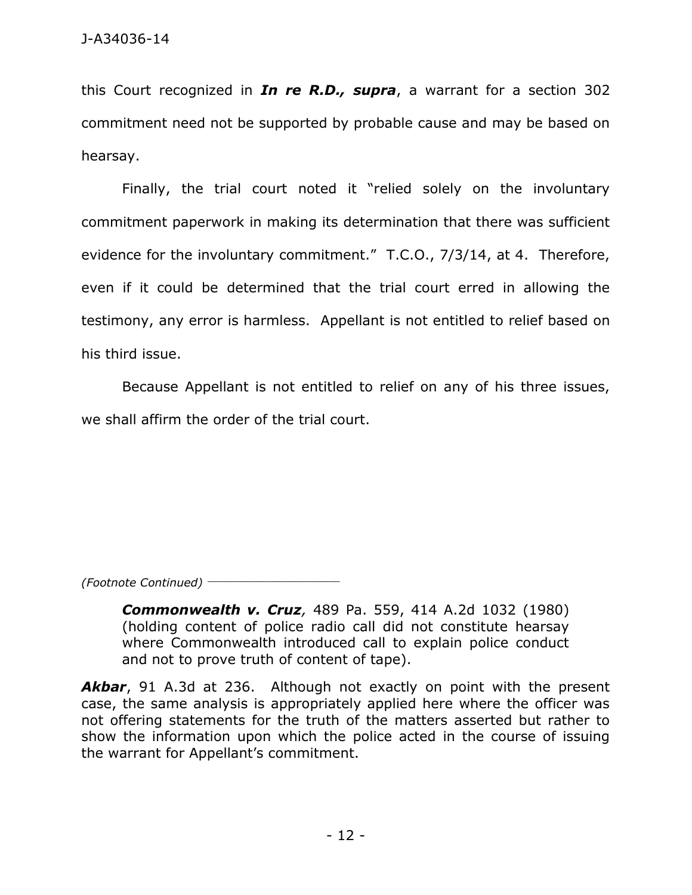this Court recognized in ***In re R.D., supra***, a warrant for a section 302 commitment need not be supported by probable cause and may be based on hearsay.

Finally, the trial court noted it "relied solely on the involuntary commitment paperwork in making its determination that there was sufficient evidence for the involuntary commitment." T.C.O., 7/3/14, at 4. Therefore, even if it could be determined that the trial court erred in allowing the testimony, any error is harmless. Appellant is not entitled to relief based on his third issue.

Because Appellant is not entitled to relief on any of his three issues, we shall affirm the order of the trial court.

---

*(Footnote Continued)*

> ***Commonwealth v. Cruz**,* 489 Pa. 559, 414 A.2d 1032 (1980) (holding content of police radio call did not constitute hearsay where Commonwealth introduced call to explain police conduct and not to prove truth of content of tape).

***Akbar***, 91 A.3d at 236. Although not exactly on point with the present case, the same analysis is appropriately applied here where the officer was not offering statements for the truth of the matters asserted but rather to show the information upon which the police acted in the course of issuing the warrant for Appellant's commitment.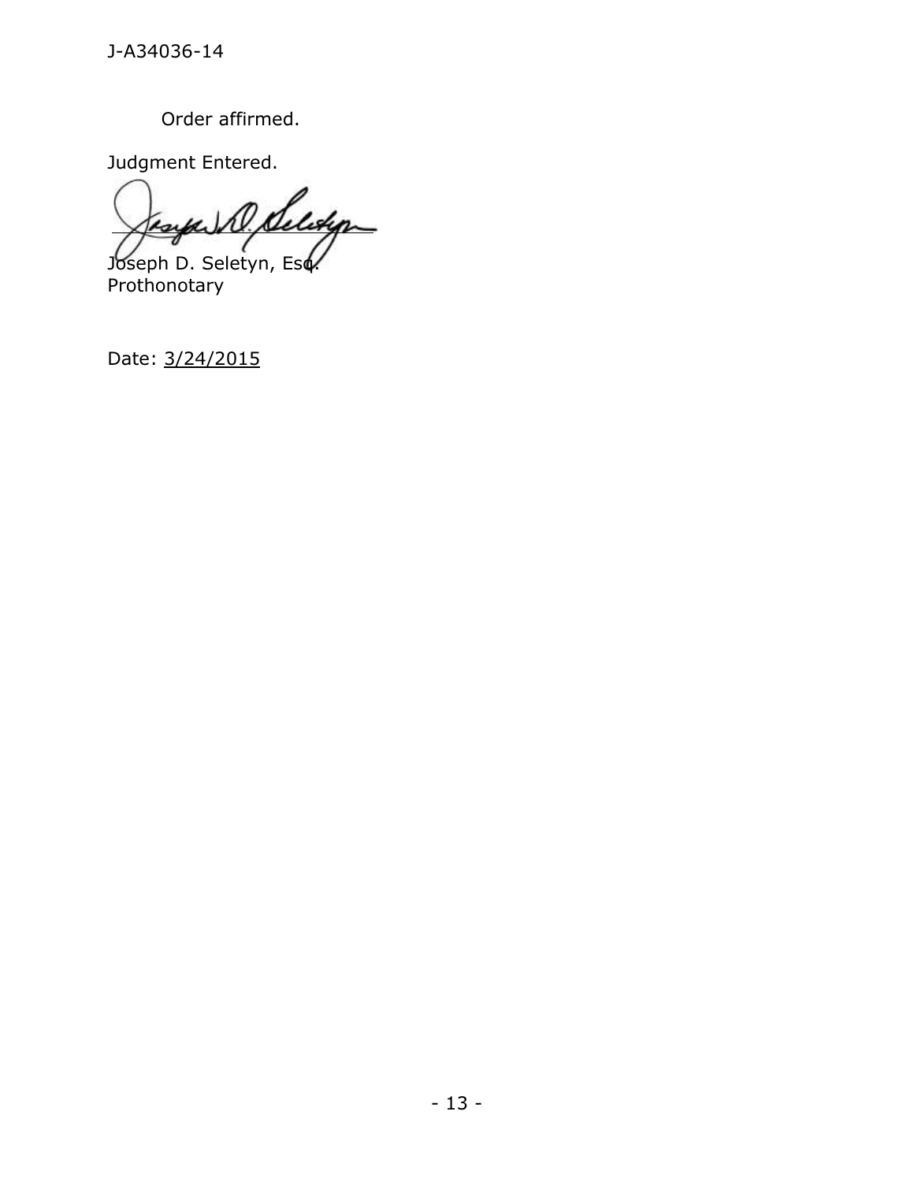Order affirmed.

Judgment Entered.

Joseph D. Seletyn, Esq.
Prothonotary

Date: 3/24/2015